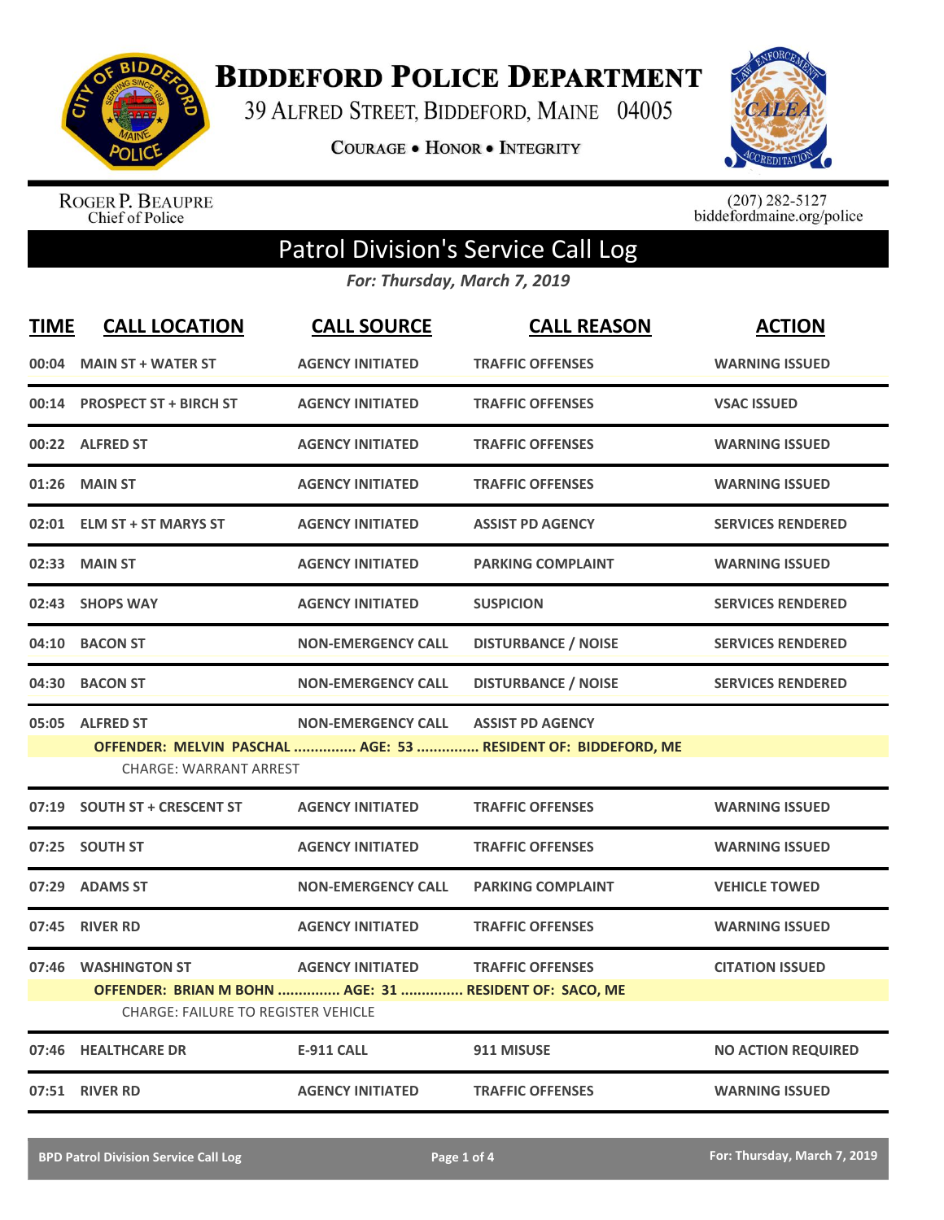# Biddeford Police Department

39 Alfred Street, Biddeford, Maine 04005

Courage • Honor • Integrity

Roger P. Beaupre
Chief of Police

(207) 282-5127
biddefordmaine.org/police

## Patrol Division's Service Call Log

*For: Thursday, March 7, 2019*

| TIME | CALL LOCATION | CALL SOURCE | CALL REASON | ACTION |
|---|---|---|---|---|
| 00:04 | MAIN ST + WATER ST | AGENCY INITIATED | TRAFFIC OFFENSES | WARNING ISSUED |
| 00:14 | PROSPECT ST + BIRCH ST | AGENCY INITIATED | TRAFFIC OFFENSES | VSAC ISSUED |
| 00:22 | ALFRED ST | AGENCY INITIATED | TRAFFIC OFFENSES | WARNING ISSUED |
| 01:26 | MAIN ST | AGENCY INITIATED | TRAFFIC OFFENSES | WARNING ISSUED |
| 02:01 | ELM ST + ST MARYS ST | AGENCY INITIATED | ASSIST PD AGENCY | SERVICES RENDERED |
| 02:33 | MAIN ST | AGENCY INITIATED | PARKING COMPLAINT | WARNING ISSUED |
| 02:43 | SHOPS WAY | AGENCY INITIATED | SUSPICION | SERVICES RENDERED |
| 04:10 | BACON ST | NON-EMERGENCY CALL | DISTURBANCE / NOISE | SERVICES RENDERED |
| 04:30 | BACON ST | NON-EMERGENCY CALL | DISTURBANCE / NOISE | SERVICES RENDERED |
| 05:05 | ALFRED ST | NON-EMERGENCY CALL | ASSIST PD AGENCY | |
| | OFFENDER: MELVIN PASCHAL ............... AGE: 53 ............... RESIDENT OF: BIDDEFORD, ME | | | |
| | CHARGE: WARRANT ARREST | | | |
| 07:19 | SOUTH ST + CRESCENT ST | AGENCY INITIATED | TRAFFIC OFFENSES | WARNING ISSUED |
| 07:25 | SOUTH ST | AGENCY INITIATED | TRAFFIC OFFENSES | WARNING ISSUED |
| 07:29 | ADAMS ST | NON-EMERGENCY CALL | PARKING COMPLAINT | VEHICLE TOWED |
| 07:45 | RIVER RD | AGENCY INITIATED | TRAFFIC OFFENSES | WARNING ISSUED |
| 07:46 | WASHINGTON ST | AGENCY INITIATED | TRAFFIC OFFENSES | CITATION ISSUED |
| | OFFENDER: BRIAN M BOHN ............... AGE: 31 ............... RESIDENT OF: SACO, ME | | | |
| | CHARGE: FAILURE TO REGISTER VEHICLE | | | |
| 07:46 | HEALTHCARE DR | E-911 CALL | 911 MISUSE | NO ACTION REQUIRED |
| 07:51 | RIVER RD | AGENCY INITIATED | TRAFFIC OFFENSES | WARNING ISSUED |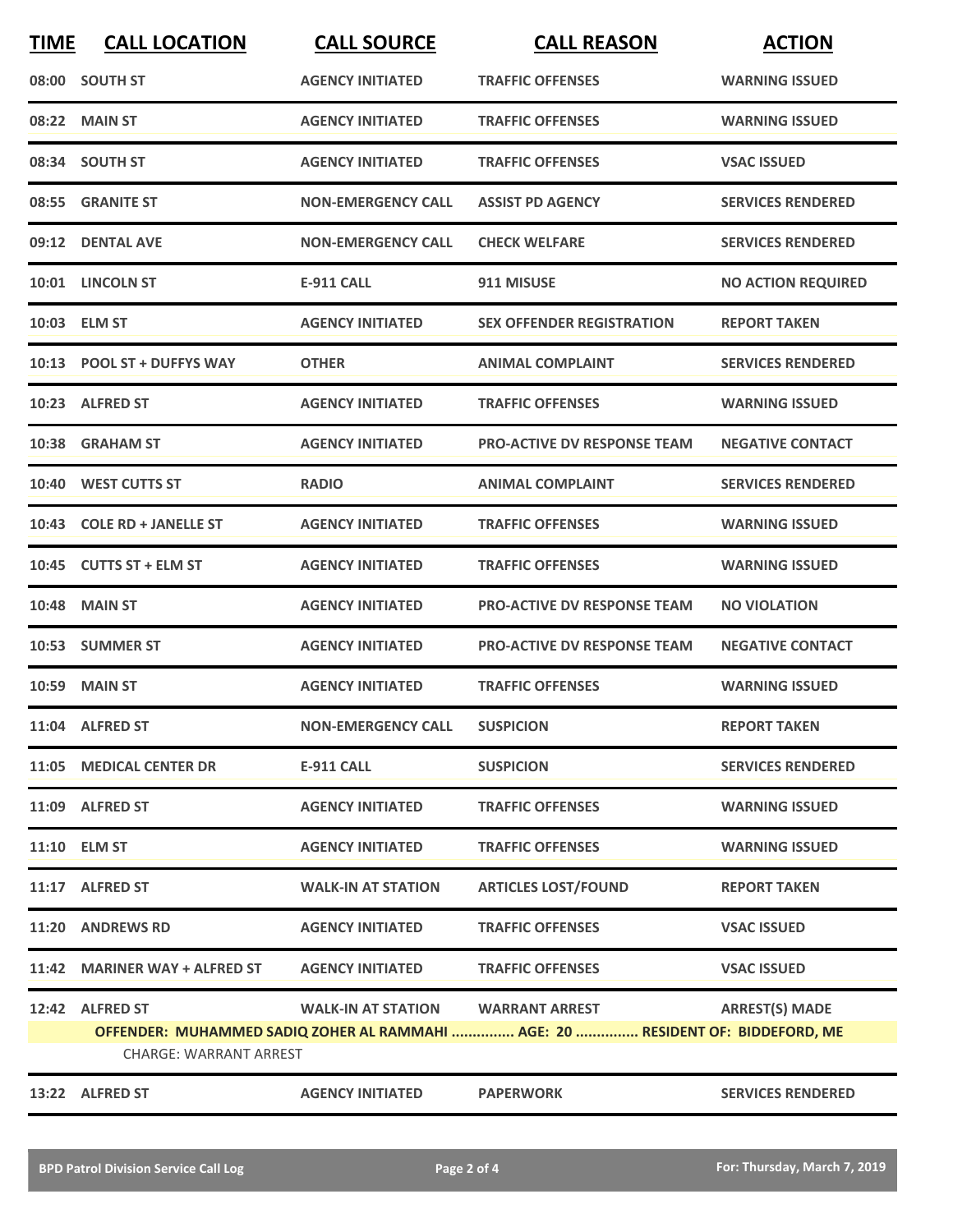| TIME | CALL LOCATION | CALL SOURCE | CALL REASON | ACTION |
|---|---|---|---|---|
| 08:00 | SOUTH ST | AGENCY INITIATED | TRAFFIC OFFENSES | WARNING ISSUED |
| 08:22 | MAIN ST | AGENCY INITIATED | TRAFFIC OFFENSES | WARNING ISSUED |
| 08:34 | SOUTH ST | AGENCY INITIATED | TRAFFIC OFFENSES | VSAC ISSUED |
| 08:55 | GRANITE ST | NON-EMERGENCY CALL | ASSIST PD AGENCY | SERVICES RENDERED |
| 09:12 | DENTAL AVE | NON-EMERGENCY CALL | CHECK WELFARE | SERVICES RENDERED |
| 10:01 | LINCOLN ST | E-911 CALL | 911 MISUSE | NO ACTION REQUIRED |
| 10:03 | ELM ST | AGENCY INITIATED | SEX OFFENDER REGISTRATION | REPORT TAKEN |
| 10:13 | POOL ST + DUFFYS WAY | OTHER | ANIMAL COMPLAINT | SERVICES RENDERED |
| 10:23 | ALFRED ST | AGENCY INITIATED | TRAFFIC OFFENSES | WARNING ISSUED |
| 10:38 | GRAHAM ST | AGENCY INITIATED | PRO-ACTIVE DV RESPONSE TEAM | NEGATIVE CONTACT |
| 10:40 | WEST CUTTS ST | RADIO | ANIMAL COMPLAINT | SERVICES RENDERED |
| 10:43 | COLE RD + JANELLE ST | AGENCY INITIATED | TRAFFIC OFFENSES | WARNING ISSUED |
| 10:45 | CUTTS ST + ELM ST | AGENCY INITIATED | TRAFFIC OFFENSES | WARNING ISSUED |
| 10:48 | MAIN ST | AGENCY INITIATED | PRO-ACTIVE DV RESPONSE TEAM | NO VIOLATION |
| 10:53 | SUMMER ST | AGENCY INITIATED | PRO-ACTIVE DV RESPONSE TEAM | NEGATIVE CONTACT |
| 10:59 | MAIN ST | AGENCY INITIATED | TRAFFIC OFFENSES | WARNING ISSUED |
| 11:04 | ALFRED ST | NON-EMERGENCY CALL | SUSPICION | REPORT TAKEN |
| 11:05 | MEDICAL CENTER DR | E-911 CALL | SUSPICION | SERVICES RENDERED |
| 11:09 | ALFRED ST | AGENCY INITIATED | TRAFFIC OFFENSES | WARNING ISSUED |
| 11:10 | ELM ST | AGENCY INITIATED | TRAFFIC OFFENSES | WARNING ISSUED |
| 11:17 | ALFRED ST | WALK-IN AT STATION | ARTICLES LOST/FOUND | REPORT TAKEN |
| 11:20 | ANDREWS RD | AGENCY INITIATED | TRAFFIC OFFENSES | VSAC ISSUED |
| 11:42 | MARINER WAY + ALFRED ST | AGENCY INITIATED | TRAFFIC OFFENSES | VSAC ISSUED |
| 12:42 | ALFRED ST | WALK-IN AT STATION | WARRANT ARREST | ARREST(S) MADE |
| | OFFENDER: MUHAMMED SADIQ ZOHER AL RAMMAHI ............... AGE: 20 ............... RESIDENT OF: BIDDEFORD, ME | | | |
| | CHARGE: WARRANT ARREST | | | |
| 13:22 | ALFRED ST | AGENCY INITIATED | PAPERWORK | SERVICES RENDERED |

BPD Patrol Division Service Call Log — For: Thursday, March 7, 2019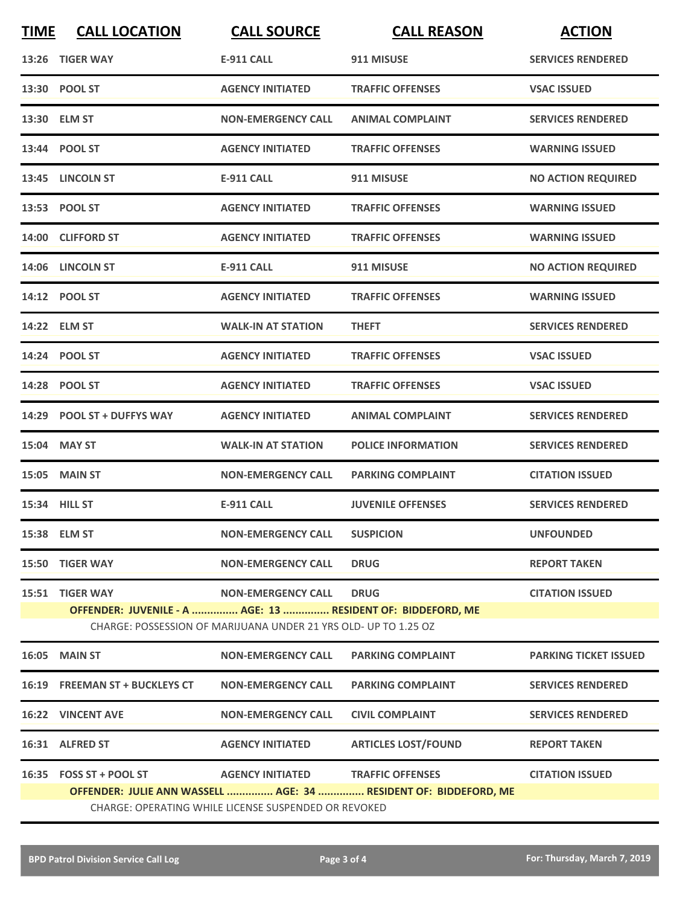| TIME | CALL LOCATION | CALL SOURCE | CALL REASON | ACTION |
|---|---|---|---|---|
| 13:26 | TIGER WAY | E-911 CALL | 911 MISUSE | SERVICES RENDERED |
| 13:30 | POOL ST | AGENCY INITIATED | TRAFFIC OFFENSES | VSAC ISSUED |
| 13:30 | ELM ST | NON-EMERGENCY CALL | ANIMAL COMPLAINT | SERVICES RENDERED |
| 13:44 | POOL ST | AGENCY INITIATED | TRAFFIC OFFENSES | WARNING ISSUED |
| 13:45 | LINCOLN ST | E-911 CALL | 911 MISUSE | NO ACTION REQUIRED |
| 13:53 | POOL ST | AGENCY INITIATED | TRAFFIC OFFENSES | WARNING ISSUED |
| 14:00 | CLIFFORD ST | AGENCY INITIATED | TRAFFIC OFFENSES | WARNING ISSUED |
| 14:06 | LINCOLN ST | E-911 CALL | 911 MISUSE | NO ACTION REQUIRED |
| 14:12 | POOL ST | AGENCY INITIATED | TRAFFIC OFFENSES | WARNING ISSUED |
| 14:22 | ELM ST | WALK-IN AT STATION | THEFT | SERVICES RENDERED |
| 14:24 | POOL ST | AGENCY INITIATED | TRAFFIC OFFENSES | VSAC ISSUED |
| 14:28 | POOL ST | AGENCY INITIATED | TRAFFIC OFFENSES | VSAC ISSUED |
| 14:29 | POOL ST + DUFFYS WAY | AGENCY INITIATED | ANIMAL COMPLAINT | SERVICES RENDERED |
| 15:04 | MAY ST | WALK-IN AT STATION | POLICE INFORMATION | SERVICES RENDERED |
| 15:05 | MAIN ST | NON-EMERGENCY CALL | PARKING COMPLAINT | CITATION ISSUED |
| 15:34 | HILL ST | E-911 CALL | JUVENILE OFFENSES | SERVICES RENDERED |
| 15:38 | ELM ST | NON-EMERGENCY CALL | SUSPICION | UNFOUNDED |
| 15:50 | TIGER WAY | NON-EMERGENCY CALL | DRUG | REPORT TAKEN |
| 15:51 | TIGER WAY | NON-EMERGENCY CALL | DRUG | CITATION ISSUED |
| | OFFENDER: JUVENILE - A ............... AGE: 13 ............... RESIDENT OF: BIDDEFORD, ME | | | |
| | CHARGE: POSSESSION OF MARIJUANA UNDER 21 YRS OLD- UP TO 1.25 OZ | | | |
| 16:05 | MAIN ST | NON-EMERGENCY CALL | PARKING COMPLAINT | PARKING TICKET ISSUED |
| 16:19 | FREEMAN ST + BUCKLEYS CT | NON-EMERGENCY CALL | PARKING COMPLAINT | SERVICES RENDERED |
| 16:22 | VINCENT AVE | NON-EMERGENCY CALL | CIVIL COMPLAINT | SERVICES RENDERED |
| 16:31 | ALFRED ST | AGENCY INITIATED | ARTICLES LOST/FOUND | REPORT TAKEN |
| 16:35 | FOSS ST + POOL ST | AGENCY INITIATED | TRAFFIC OFFENSES | CITATION ISSUED |
| | OFFENDER: JULIE ANN WASSELL ............... AGE: 34 ............... RESIDENT OF: BIDDEFORD, ME | | | |
| | CHARGE: OPERATING WHILE LICENSE SUSPENDED OR REVOKED | | | |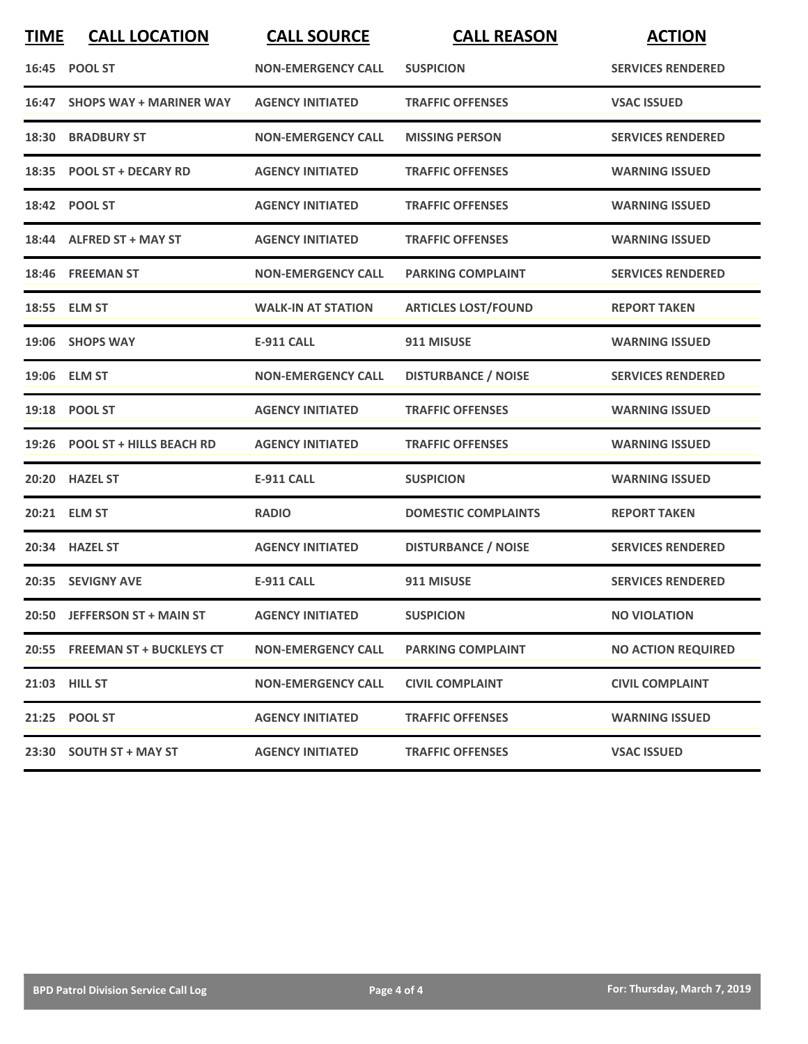| TIME | CALL LOCATION | CALL SOURCE | CALL REASON | ACTION |
|---|---|---|---|---|
| 16:45 | POOL ST | NON-EMERGENCY CALL | SUSPICION | SERVICES RENDERED |
| 16:47 | SHOPS WAY + MARINER WAY | AGENCY INITIATED | TRAFFIC OFFENSES | VSAC ISSUED |
| 18:30 | BRADBURY ST | NON-EMERGENCY CALL | MISSING PERSON | SERVICES RENDERED |
| 18:35 | POOL ST + DECARY RD | AGENCY INITIATED | TRAFFIC OFFENSES | WARNING ISSUED |
| 18:42 | POOL ST | AGENCY INITIATED | TRAFFIC OFFENSES | WARNING ISSUED |
| 18:44 | ALFRED ST + MAY ST | AGENCY INITIATED | TRAFFIC OFFENSES | WARNING ISSUED |
| 18:46 | FREEMAN ST | NON-EMERGENCY CALL | PARKING COMPLAINT | SERVICES RENDERED |
| 18:55 | ELM ST | WALK-IN AT STATION | ARTICLES LOST/FOUND | REPORT TAKEN |
| 19:06 | SHOPS WAY | E-911 CALL | 911 MISUSE | WARNING ISSUED |
| 19:06 | ELM ST | NON-EMERGENCY CALL | DISTURBANCE / NOISE | SERVICES RENDERED |
| 19:18 | POOL ST | AGENCY INITIATED | TRAFFIC OFFENSES | WARNING ISSUED |
| 19:26 | POOL ST + HILLS BEACH RD | AGENCY INITIATED | TRAFFIC OFFENSES | WARNING ISSUED |
| 20:20 | HAZEL ST | E-911 CALL | SUSPICION | WARNING ISSUED |
| 20:21 | ELM ST | RADIO | DOMESTIC COMPLAINTS | REPORT TAKEN |
| 20:34 | HAZEL ST | AGENCY INITIATED | DISTURBANCE / NOISE | SERVICES RENDERED |
| 20:35 | SEVIGNY AVE | E-911 CALL | 911 MISUSE | SERVICES RENDERED |
| 20:50 | JEFFERSON ST + MAIN ST | AGENCY INITIATED | SUSPICION | NO VIOLATION |
| 20:55 | FREEMAN ST + BUCKLEYS CT | NON-EMERGENCY CALL | PARKING COMPLAINT | NO ACTION REQUIRED |
| 21:03 | HILL ST | NON-EMERGENCY CALL | CIVIL COMPLAINT | CIVIL COMPLAINT |
| 21:25 | POOL ST | AGENCY INITIATED | TRAFFIC OFFENSES | WARNING ISSUED |
| 23:30 | SOUTH ST + MAY ST | AGENCY INITIATED | TRAFFIC OFFENSES | VSAC ISSUED |